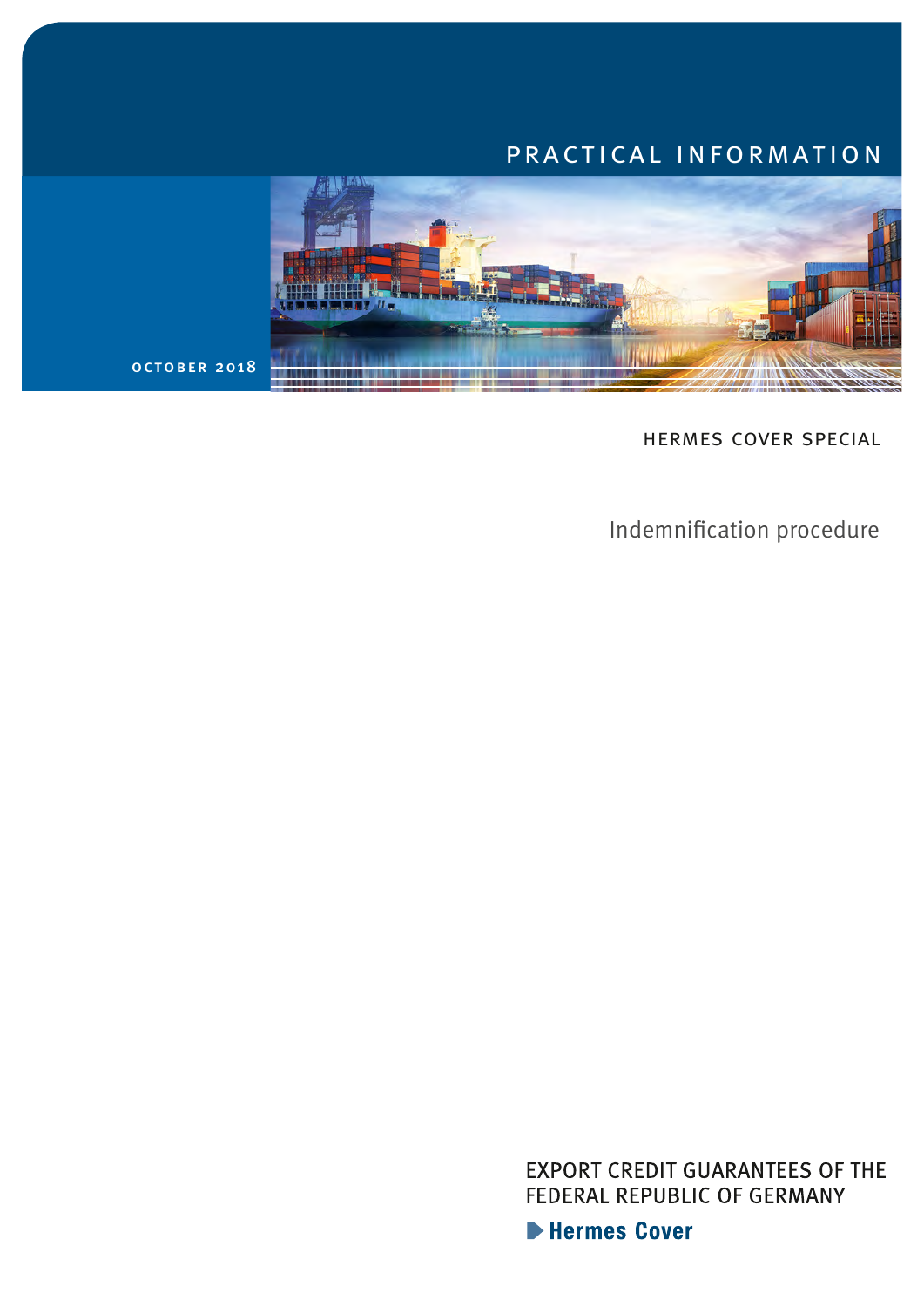PRACTICAL INFORMATION

OCTOBER 2018

HERMES COVER SPECIAL

# Indemnification procedure

EXPORT CREDIT GUARANTEES OF THE FEDERAL REPUBLIC OF GERMANY

Hermes Cover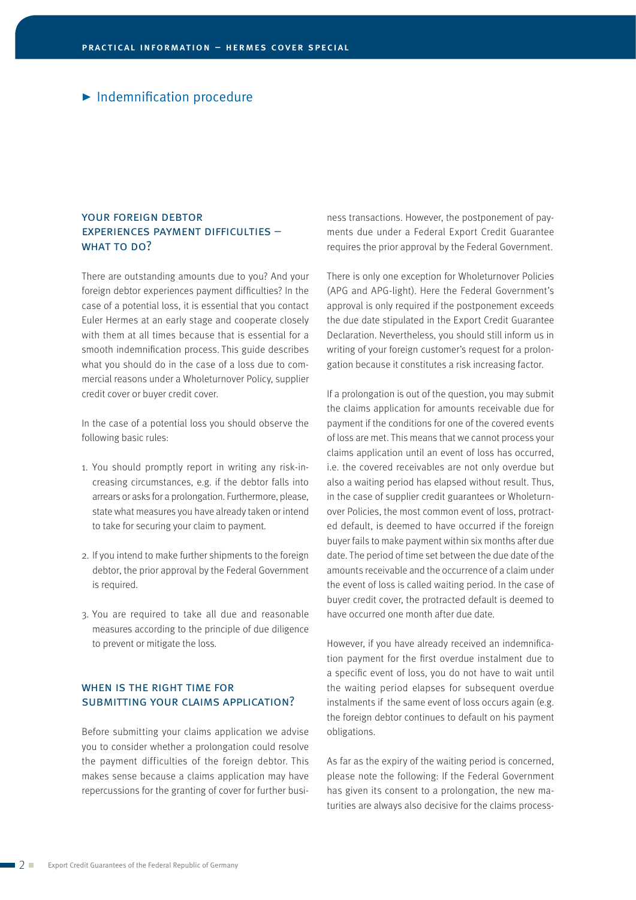## ▶ Indemnification procedure

### YOUR FOREIGN DEBTOR EXPERIENCES PAYMENT DIFFICULTIES – WHAT TO DO?

There are outstanding amounts due to you? And your foreign debtor experiences payment difficulties? In the case of a potential loss, it is essential that you contact Euler Hermes at an early stage and cooperate closely with them at all times because that is essential for a smooth indemnification process. This guide describes what you should do in the case of a loss due to commercial reasons under a Wholeturnover Policy, supplier credit cover or buyer credit cover.

In the case of a potential loss you should observe the following basic rules:

1. You should promptly report in writing any risk-increasing circumstances, e.g. if the debtor falls into arrears or asks for a prolongation. Furthermore, please, state what measures you have already taken or intend to take for securing your claim to payment.
2. If you intend to make further shipments to the foreign debtor, the prior approval by the Federal Government is required.
3. You are required to take all due and reasonable measures according to the principle of due diligence to prevent or mitigate the loss.

### WHEN IS THE RIGHT TIME FOR SUBMITTING YOUR CLAIMS APPLICATION?

Before submitting your claims application we advise you to consider whether a prolongation could resolve the payment difficulties of the foreign debtor. This makes sense because a claims application may have repercussions for the granting of cover for further business transactions. However, the postponement of payments due under a Federal Export Credit Guarantee requires the prior approval by the Federal Government.

There is only one exception for Wholeturnover Policies (APG and APG-light). Here the Federal Government's approval is only required if the postponement exceeds the due date stipulated in the Export Credit Guarantee Declaration. Nevertheless, you should still inform us in writing of your foreign customer's request for a prolongation because it constitutes a risk increasing factor.

If a prolongation is out of the question, you may submit the claims application for amounts receivable due for payment if the conditions for one of the covered events of loss are met. This means that we cannot process your claims application until an event of loss has occurred, i.e. the covered receivables are not only overdue but also a waiting period has elapsed without result. Thus, in the case of supplier credit guarantees or Wholeturnover Policies, the most common event of loss, protracted default, is deemed to have occurred if the foreign buyer fails to make payment within six months after due date. The period of time set between the due date of the amounts receivable and the occurrence of a claim under the event of loss is called waiting period. In the case of buyer credit cover, the protracted default is deemed to have occurred one month after due date.

However, if you have already received an indemnification payment for the first overdue instalment due to a specific event of loss, you do not have to wait until the waiting period elapses for subsequent overdue instalments if the same event of loss occurs again (e.g. the foreign debtor continues to default on his payment obligations.

As far as the expiry of the waiting period is concerned, please note the following: If the Federal Government has given its consent to a prolongation, the new maturities are always also decisive for the claims process-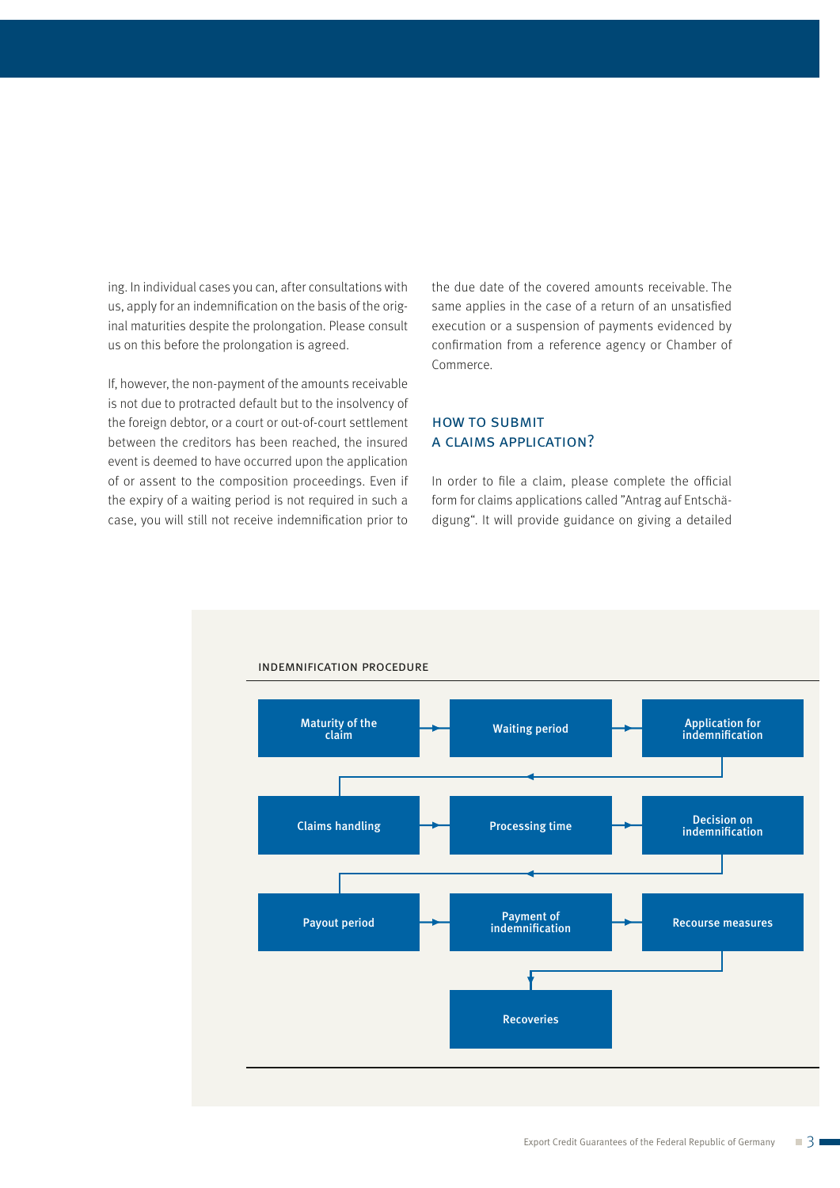ing. In individual cases you can, after consultations with us, apply for an indemnification on the basis of the original maturities despite the prolongation. Please consult us on this before the prolongation is agreed.

If, however, the non-payment of the amounts receivable is not due to protracted default but to the insolvency of the foreign debtor, or a court or out-of-court settlement between the creditors has been reached, the insured event is deemed to have occurred upon the application of or assent to the composition proceedings. Even if the expiry of a waiting period is not required in such a case, you will still not receive indemnification prior to the due date of the covered amounts receivable. The same applies in the case of a return of an unsatisfied execution or a suspension of payments evidenced by confirmation from a reference agency or Chamber of Commerce.

## HOW TO SUBMIT A CLAIMS APPLICATION?

In order to file a claim, please complete the official form for claims applications called "Antrag auf Entschädigung". It will provide guidance on giving a detailed

### INDEMNIFICATION PROCEDURE

Maturity of the claim → Waiting period → Application for indemnification → Claims handling → Processing time → Decision on indemnification → Payout period → Payment of indemnification → Recourse measures → Recoveries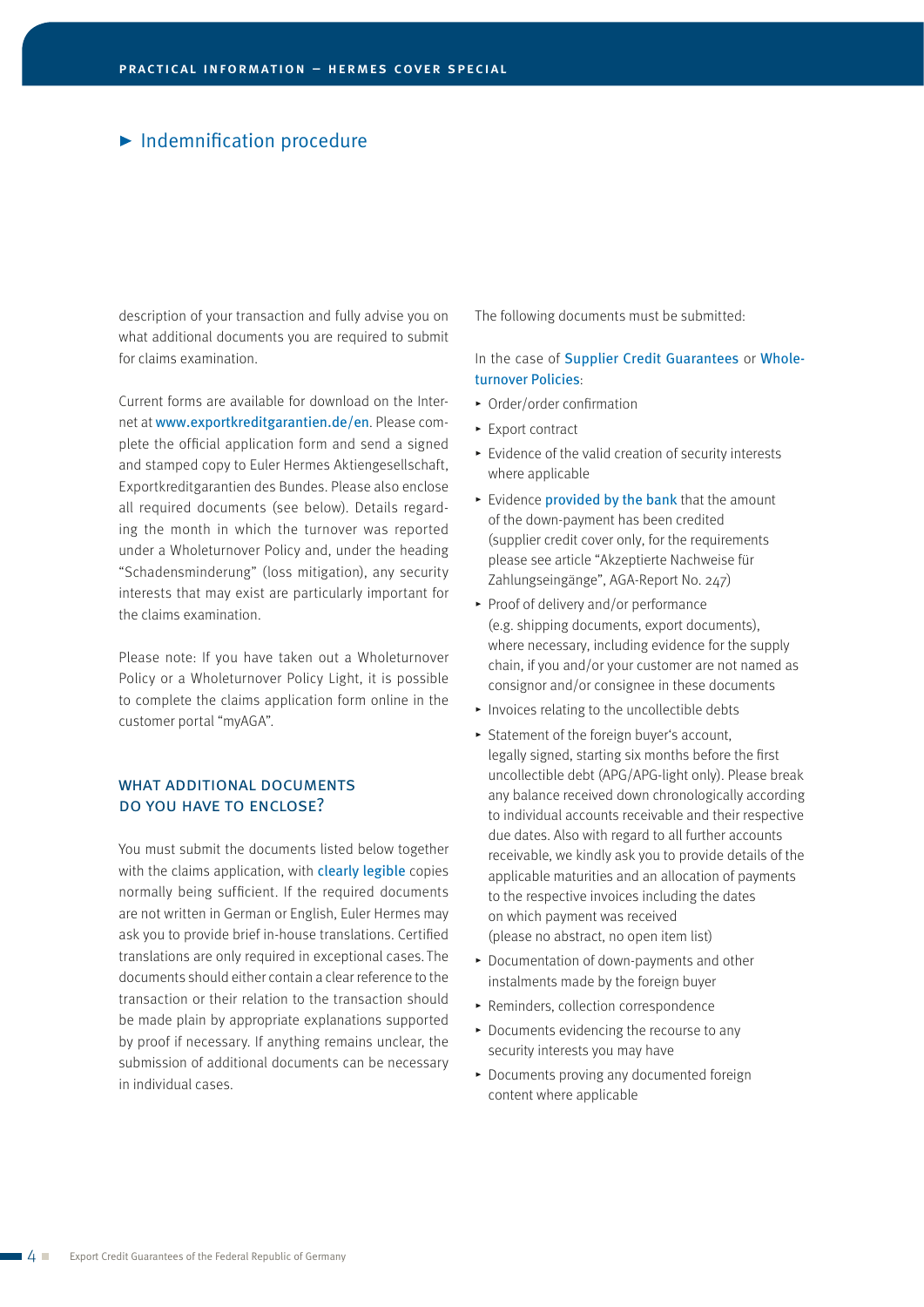## ► Indemnification procedure

description of your transaction and fully advise you on what additional documents you are required to submit for claims examination.

Current forms are available for download on the Internet at www.exportkreditgarantien.de/en. Please complete the official application form and send a signed and stamped copy to Euler Hermes Aktiengesellschaft, Exportkreditgarantien des Bundes. Please also enclose all required documents (see below). Details regarding the month in which the turnover was reported under a Wholeturnover Policy and, under the heading "Schadensminderung" (loss mitigation), any security interests that may exist are particularly important for the claims examination.

Please note: If you have taken out a Wholeturnover Policy or a Wholeturnover Policy Light, it is possible to complete the claims application form online in the customer portal "myAGA".

### WHAT ADDITIONAL DOCUMENTS DO YOU HAVE TO ENCLOSE?

You must submit the documents listed below together with the claims application, with clearly legible copies normally being sufficient. If the required documents are not written in German or English, Euler Hermes may ask you to provide brief in-house translations. Certified translations are only required in exceptional cases. The documents should either contain a clear reference to the transaction or their relation to the transaction should be made plain by appropriate explanations supported by proof if necessary. If anything remains unclear, the submission of additional documents can be necessary in individual cases.

The following documents must be submitted:

In the case of Supplier Credit Guarantees or Wholeturnover Policies:

- Order/order confirmation
- Export contract
- Evidence of the valid creation of security interests where applicable
- Evidence provided by the bank that the amount of the down-payment has been credited (supplier credit cover only, for the requirements please see article "Akzeptierte Nachweise für Zahlungseingänge", AGA-Report No. 247)
- Proof of delivery and/or performance (e.g. shipping documents, export documents), where necessary, including evidence for the supply chain, if you and/or your customer are not named as consignor and/or consignee in these documents
- Invoices relating to the uncollectible debts
- Statement of the foreign buyer's account, legally signed, starting six months before the first uncollectible debt (APG/APG-light only). Please break any balance received down chronologically according to individual accounts receivable and their respective due dates. Also with regard to all further accounts receivable, we kindly ask you to provide details of the applicable maturities and an allocation of payments to the respective invoices including the dates on which payment was received (please no abstract, no open item list)
- Documentation of down-payments and other instalments made by the foreign buyer
- Reminders, collection correspondence
- Documents evidencing the recourse to any security interests you may have
- Documents proving any documented foreign content where applicable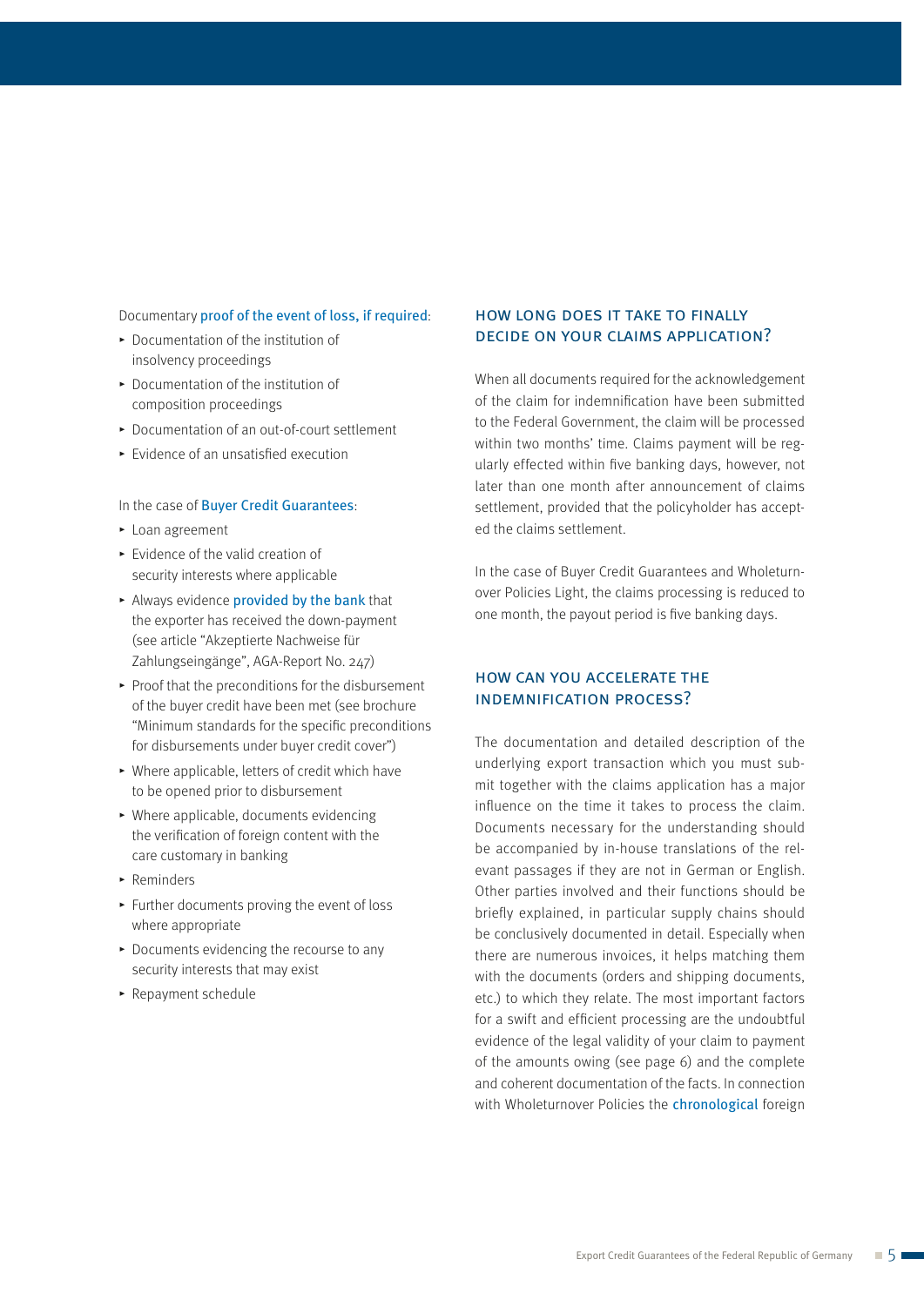Documentary proof of the event of loss, if required:

- Documentation of the institution of insolvency proceedings
- Documentation of the institution of composition proceedings
- Documentation of an out-of-court settlement
- Evidence of an unsatisfied execution

In the case of Buyer Credit Guarantees:

- Loan agreement
- Evidence of the valid creation of security interests where applicable
- Always evidence provided by the bank that the exporter has received the down-payment (see article "Akzeptierte Nachweise für Zahlungseingänge", AGA-Report No. 247)
- Proof that the preconditions for the disbursement of the buyer credit have been met (see brochure "Minimum standards for the specific preconditions for disbursements under buyer credit cover")
- Where applicable, letters of credit which have to be opened prior to disbursement
- Where applicable, documents evidencing the verification of foreign content with the care customary in banking
- Reminders
- Further documents proving the event of loss where appropriate
- Documents evidencing the recourse to any security interests that may exist
- Repayment schedule

## HOW LONG DOES IT TAKE TO FINALLY DECIDE ON YOUR CLAIMS APPLICATION?

When all documents required for the acknowledgement of the claim for indemnification have been submitted to the Federal Government, the claim will be processed within two months' time. Claims payment will be regularly effected within five banking days, however, not later than one month after announcement of claims settlement, provided that the policyholder has accepted the claims settlement.

In the case of Buyer Credit Guarantees and Wholeturnover Policies Light, the claims processing is reduced to one month, the payout period is five banking days.

## HOW CAN YOU ACCELERATE THE INDEMNIFICATION PROCESS?

The documentation and detailed description of the underlying export transaction which you must submit together with the claims application has a major influence on the time it takes to process the claim. Documents necessary for the understanding should be accompanied by in-house translations of the relevant passages if they are not in German or English. Other parties involved and their functions should be briefly explained, in particular supply chains should be conclusively documented in detail. Especially when there are numerous invoices, it helps matching them with the documents (orders and shipping documents, etc.) to which they relate. The most important factors for a swift and efficient processing are the undoubtful evidence of the legal validity of your claim to payment of the amounts owing (see page 6) and the complete and coherent documentation of the facts. In connection with Wholeturnover Policies the chronological foreign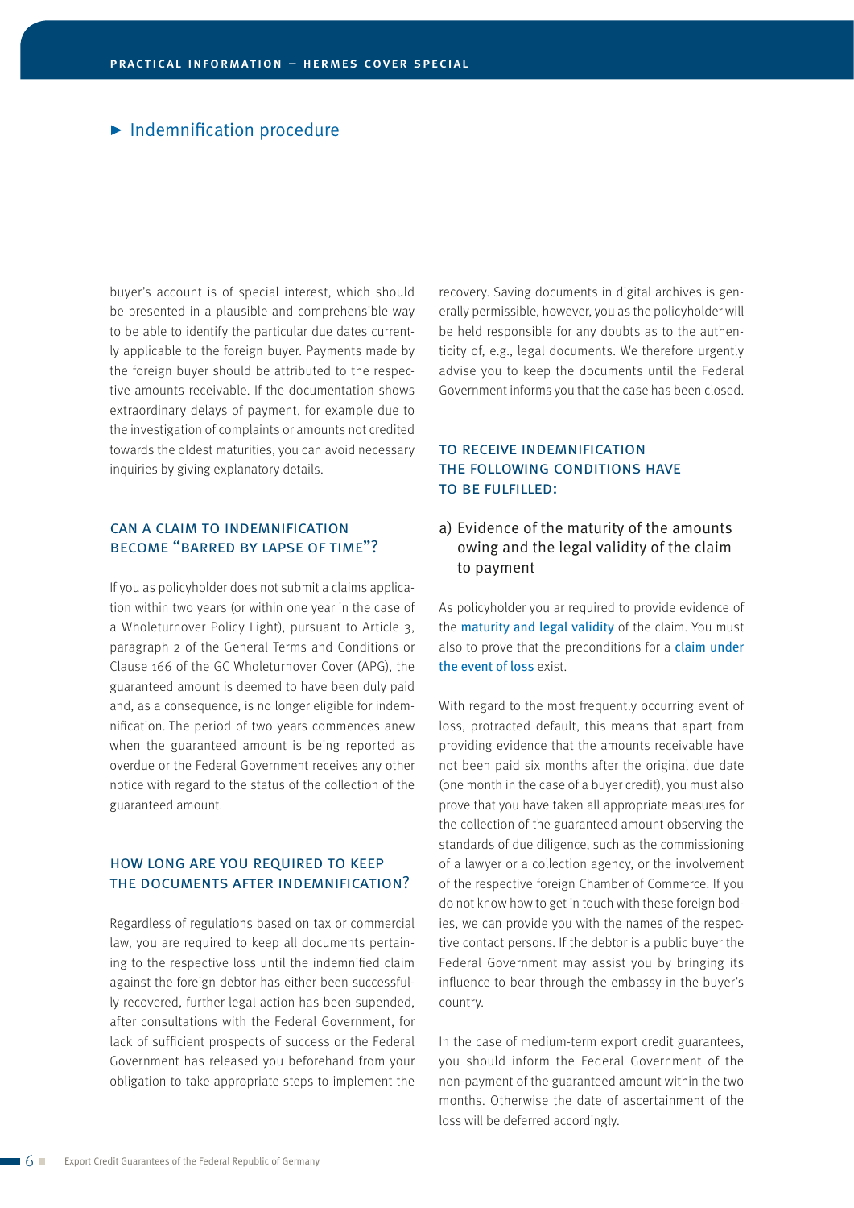## ► Indemnification procedure

buyer's account is of special interest, which should be presented in a plausible and comprehensible way to be able to identify the particular due dates currently applicable to the foreign buyer. Payments made by the foreign buyer should be attributed to the respective amounts receivable. If the documentation shows extraordinary delays of payment, for example due to the investigation of complaints or amounts not credited towards the oldest maturities, you can avoid necessary inquiries by giving explanatory details.

### CAN A CLAIM TO INDEMNIFICATION BECOME "BARRED BY LAPSE OF TIME"?

If you as policyholder does not submit a claims application within two years (or within one year in the case of a Wholeturnover Policy Light), pursuant to Article 3, paragraph 2 of the General Terms and Conditions or Clause 166 of the GC Wholeturnover Cover (APG), the guaranteed amount is deemed to have been duly paid and, as a consequence, is no longer eligible for indemnification. The period of two years commences anew when the guaranteed amount is being reported as overdue or the Federal Government receives any other notice with regard to the status of the collection of the guaranteed amount.

### HOW LONG ARE YOU REQUIRED TO KEEP THE DOCUMENTS AFTER INDEMNIFICATION?

Regardless of regulations based on tax or commercial law, you are required to keep all documents pertaining to the respective loss until the indemnified claim against the foreign debtor has either been successfully recovered, further legal action has been supended, after consultations with the Federal Government, for lack of sufficient prospects of success or the Federal Government has released you beforehand from your obligation to take appropriate steps to implement the recovery. Saving documents in digital archives is generally permissible, however, you as the policyholder will be held responsible for any doubts as to the authenticity of, e.g., legal documents. We therefore urgently advise you to keep the documents until the Federal Government informs you that the case has been closed.

### TO RECEIVE INDEMNIFICATION THE FOLLOWING CONDITIONS HAVE TO BE FULFILLED:

#### a) Evidence of the maturity of the amounts owing and the legal validity of the claim to payment

As policyholder you ar required to provide evidence of the maturity and legal validity of the claim. You must also to prove that the preconditions for a claim under the event of loss exist.

With regard to the most frequently occurring event of loss, protracted default, this means that apart from providing evidence that the amounts receivable have not been paid six months after the original due date (one month in the case of a buyer credit), you must also prove that you have taken all appropriate measures for the collection of the guaranteed amount observing the standards of due diligence, such as the commissioning of a lawyer or a collection agency, or the involvement of the respective foreign Chamber of Commerce. If you do not know how to get in touch with these foreign bodies, we can provide you with the names of the respective contact persons. If the debtor is a public buyer the Federal Government may assist you by bringing its influence to bear through the embassy in the buyer's country.

In the case of medium-term export credit guarantees, you should inform the Federal Government of the non-payment of the guaranteed amount within the two months. Otherwise the date of ascertainment of the loss will be deferred accordingly.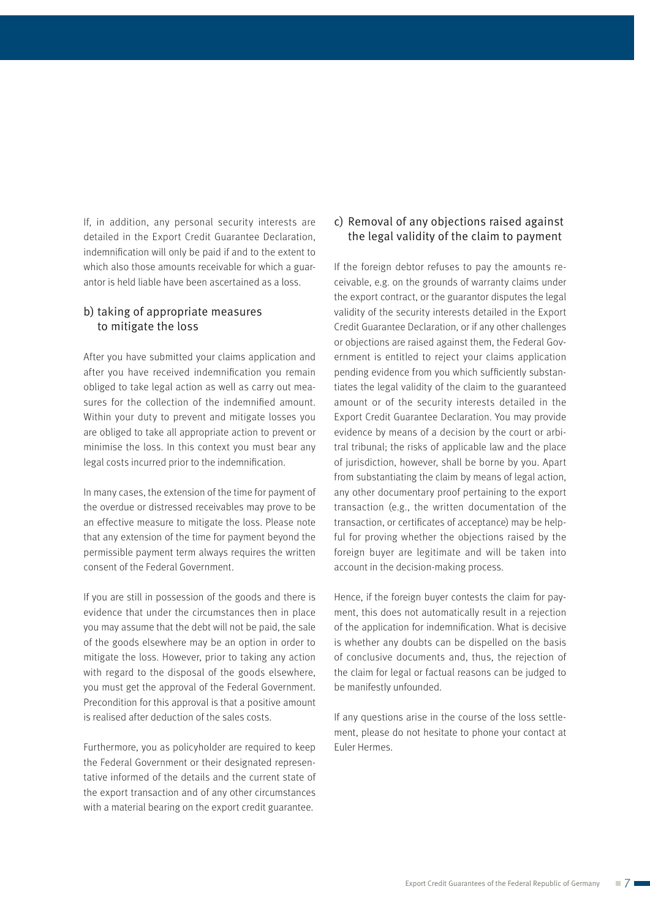If, in addition, any personal security interests are detailed in the Export Credit Guarantee Declaration, indemnification will only be paid if and to the extent to which also those amounts receivable for which a guarantor is held liable have been ascertained as a loss.

### b) taking of appropriate measures to mitigate the loss

After you have submitted your claims application and after you have received indemnification you remain obliged to take legal action as well as carry out measures for the collection of the indemnified amount. Within your duty to prevent and mitigate losses you are obliged to take all appropriate action to prevent or minimise the loss. In this context you must bear any legal costs incurred prior to the indemnification.

In many cases, the extension of the time for payment of the overdue or distressed receivables may prove to be an effective measure to mitigate the loss. Please note that any extension of the time for payment beyond the permissible payment term always requires the written consent of the Federal Government.

If you are still in possession of the goods and there is evidence that under the circumstances then in place you may assume that the debt will not be paid, the sale of the goods elsewhere may be an option in order to mitigate the loss. However, prior to taking any action with regard to the disposal of the goods elsewhere, you must get the approval of the Federal Government. Precondition for this approval is that a positive amount is realised after deduction of the sales costs.

Furthermore, you as policyholder are required to keep the Federal Government or their designated representative informed of the details and the current state of the export transaction and of any other circumstances with a material bearing on the export credit guarantee.

### c) Removal of any objections raised against the legal validity of the claim to payment

If the foreign debtor refuses to pay the amounts receivable, e.g. on the grounds of warranty claims under the export contract, or the guarantor disputes the legal validity of the security interests detailed in the Export Credit Guarantee Declaration, or if any other challenges or objections are raised against them, the Federal Government is entitled to reject your claims application pending evidence from you which sufficiently substantiates the legal validity of the claim to the guaranteed amount or of the security interests detailed in the Export Credit Guarantee Declaration. You may provide evidence by means of a decision by the court or arbitral tribunal; the risks of applicable law and the place of jurisdiction, however, shall be borne by you. Apart from substantiating the claim by means of legal action, any other documentary proof pertaining to the export transaction (e.g., the written documentation of the transaction, or certificates of acceptance) may be helpful for proving whether the objections raised by the foreign buyer are legitimate and will be taken into account in the decision-making process.

Hence, if the foreign buyer contests the claim for payment, this does not automatically result in a rejection of the application for indemnification. What is decisive is whether any doubts can be dispelled on the basis of conclusive documents and, thus, the rejection of the claim for legal or factual reasons can be judged to be manifestly unfounded.

If any questions arise in the course of the loss settlement, please do not hesitate to phone your contact at Euler Hermes.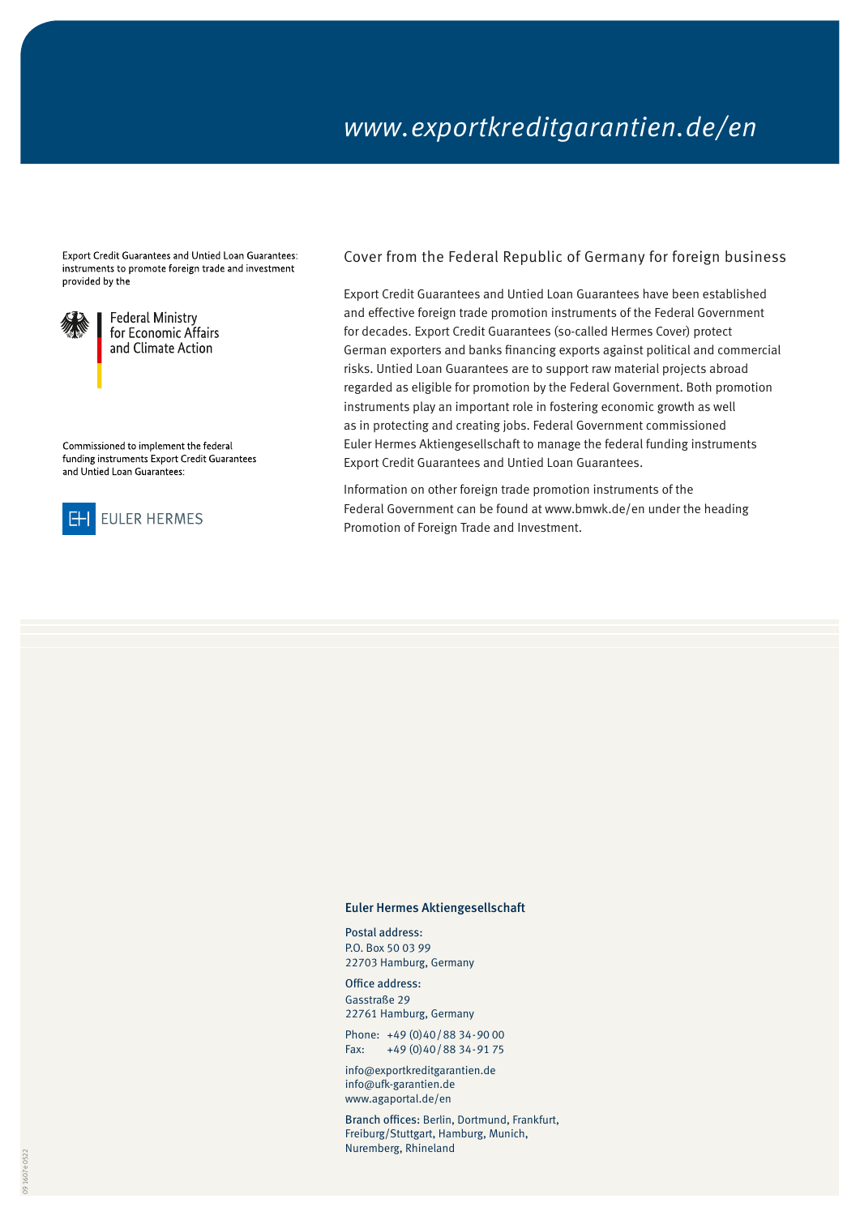*www.exportkreditgarantien.de/en*

Export Credit Guarantees and Untied Loan Guarantees: instruments to promote foreign trade and investment provided by the

Federal Ministry for Economic Affairs and Climate Action

Commissioned to implement the federal funding instruments Export Credit Guarantees and Untied Loan Guarantees:

EULER HERMES

## Cover from the Federal Republic of Germany for foreign business

Export Credit Guarantees and Untied Loan Guarantees have been established and effective foreign trade promotion instruments of the Federal Government for decades. Export Credit Guarantees (so-called Hermes Cover) protect German exporters and banks financing exports against political and commercial risks. Untied Loan Guarantees are to support raw material projects abroad regarded as eligible for promotion by the Federal Government. Both promotion instruments play an important role in fostering economic growth as well as in protecting and creating jobs. Federal Government commissioned Euler Hermes Aktiengesellschaft to manage the federal funding instruments Export Credit Guarantees and Untied Loan Guarantees.

Information on other foreign trade promotion instruments of the Federal Government can be found at www.bmwk.de/en under the heading Promotion of Foreign Trade and Investment.

**Euler Hermes Aktiengesellschaft**

Postal address:
P.O. Box 50 03 99
22703 Hamburg, Germany

Office address:
Gasstraße 29
22761 Hamburg, Germany

Phone: +49 (0)40/88 34-90 00
Fax: +49 (0)40/88 34-91 75

info@exportkreditgarantien.de
info@ufk-garantien.de
www.agaportal.de/en

Branch offices: Berlin, Dortmund, Frankfurt, Freiburg/Stuttgart, Hamburg, Munich, Nuremberg, Rhineland

09 1607e 0522